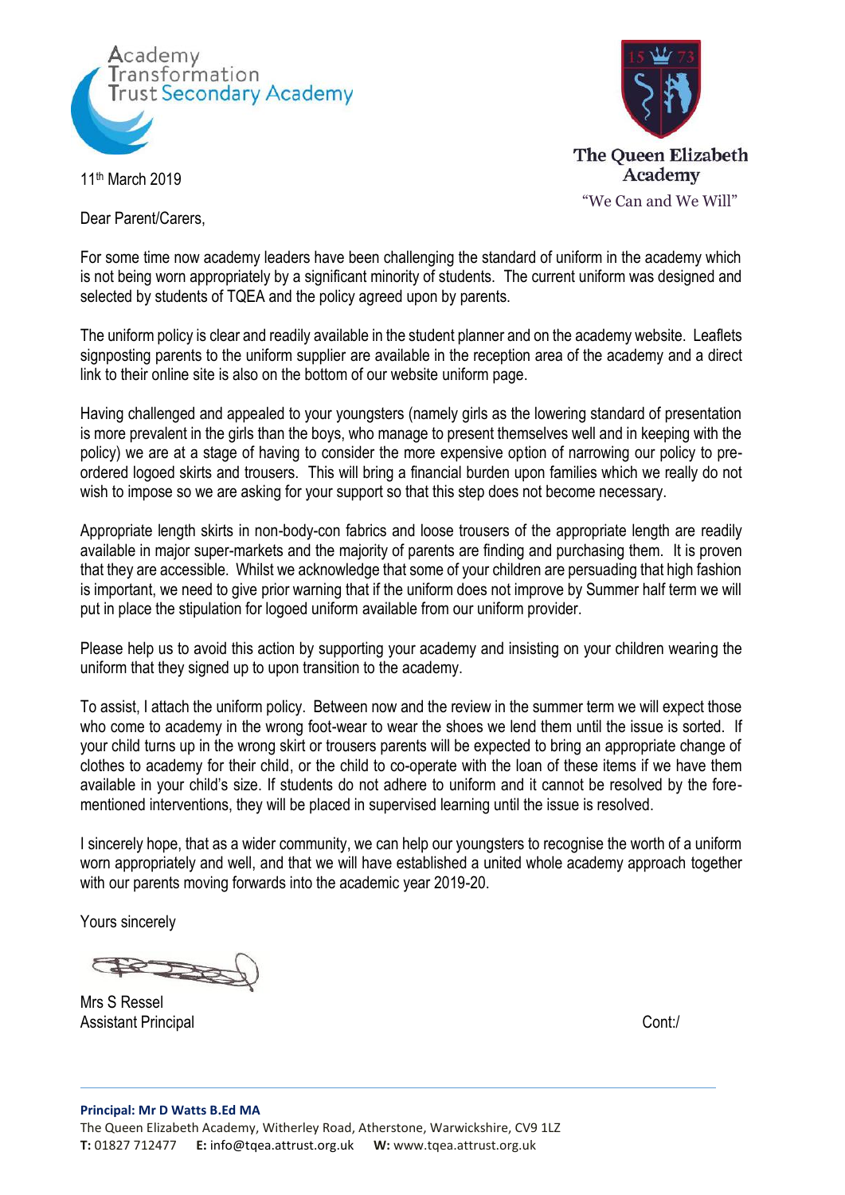Academy Transformation Trust Secondary Academy

The Queen Elizabeth Academy

"We Can and We Will"

11th March 2019

Dear Parent/Carers,

For some time now academy leaders have been challenging the standard of uniform in the academy which is not being worn appropriately by a significant minority of students. The current uniform was designed and selected by students of TQEA and the policy agreed upon by parents.

The uniform policy is clear and readily available in the student planner and on the academy website. Leaflets signposting parents to the uniform supplier are available in the reception area of the academy and a direct link to their online site is also on the bottom of our website uniform page.

Having challenged and appealed to your youngsters (namely girls as the lowering standard of presentation is more prevalent in the girls than the boys, who manage to present themselves well and in keeping with the policy) we are at a stage of having to consider the more expensive option of narrowing our policy to pre-ordered logoed skirts and trousers. This will bring a financial burden upon families which we really do not wish to impose so we are asking for your support so that this step does not become necessary.

Appropriate length skirts in non-body-con fabrics and loose trousers of the appropriate length are readily available in major super-markets and the majority of parents are finding and purchasing them. It is proven that they are accessible. Whilst we acknowledge that some of your children are persuading that high fashion is important, we need to give prior warning that if the uniform does not improve by Summer half term we will put in place the stipulation for logoed uniform available from our uniform provider.

Please help us to avoid this action by supporting your academy and insisting on your children wearing the uniform that they signed up to upon transition to the academy.

To assist, I attach the uniform policy. Between now and the review in the summer term we will expect those who come to academy in the wrong foot-wear to wear the shoes we lend them until the issue is sorted. If your child turns up in the wrong skirt or trousers parents will be expected to bring an appropriate change of clothes to academy for their child, or the child to co-operate with the loan of these items if we have them available in your child's size. If students do not adhere to uniform and it cannot be resolved by the fore-mentioned interventions, they will be placed in supervised learning until the issue is resolved.

I sincerely hope, that as a wider community, we can help our youngsters to recognise the worth of a uniform worn appropriately and well, and that we will have established a united whole academy approach together with our parents moving forwards into the academic year 2019-20.

Yours sincerely

Mrs S Ressel
Assistant Principal

Cont:/

**Principal: Mr D Watts B.Ed MA**
The Queen Elizabeth Academy, Witherley Road, Atherstone, Warwickshire, CV9 1LZ
**T:** 01827 712477 **E:** info@tqea.attrust.org.uk **W:** www.tqea.attrust.org.uk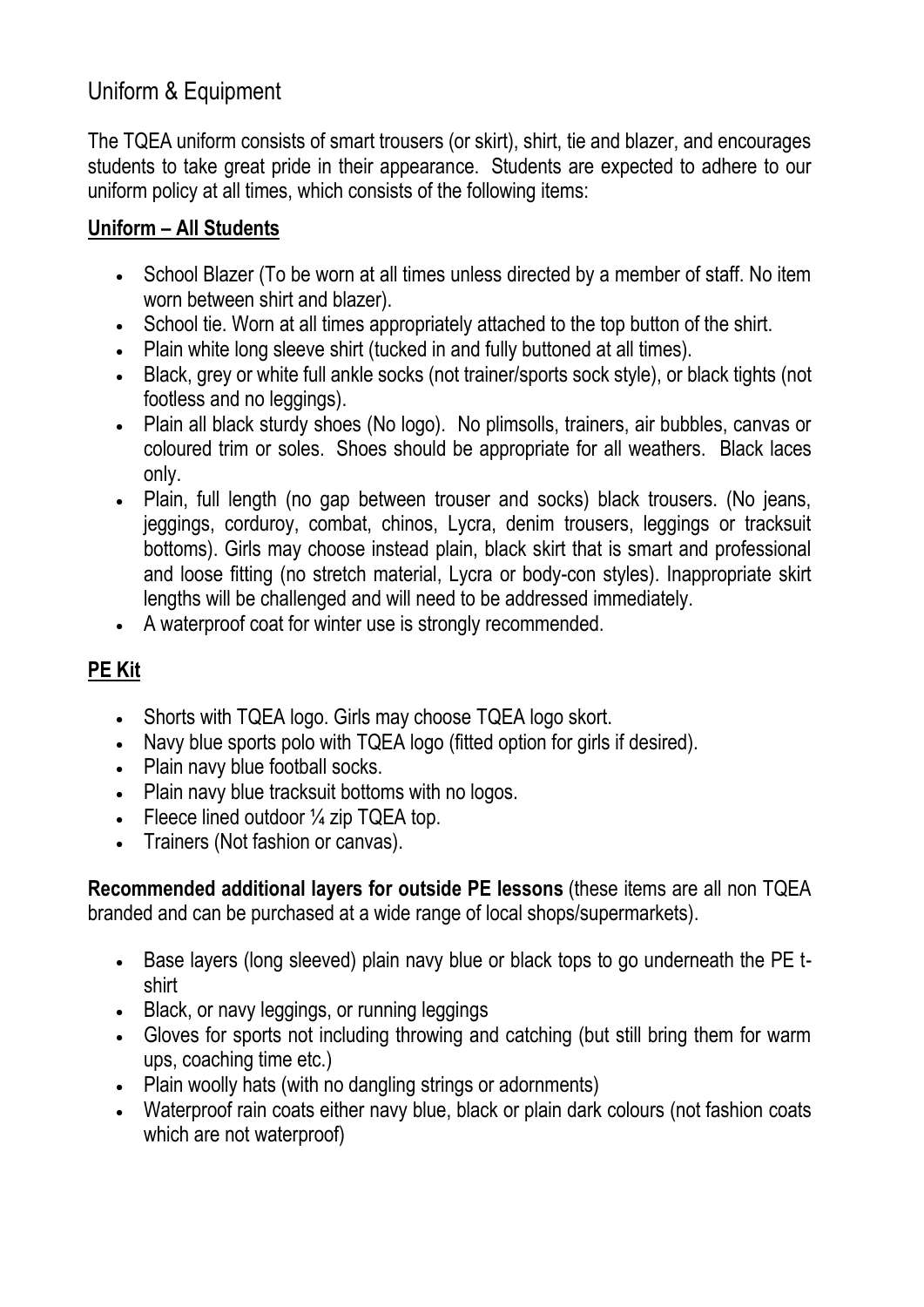# Uniform & Equipment

The TQEA uniform consists of smart trousers (or skirt), shirt, tie and blazer, and encourages students to take great pride in their appearance. Students are expected to adhere to our uniform policy at all times, which consists of the following items:

## Uniform – All Students

- School Blazer (To be worn at all times unless directed by a member of staff. No item worn between shirt and blazer).
- School tie. Worn at all times appropriately attached to the top button of the shirt.
- Plain white long sleeve shirt (tucked in and fully buttoned at all times).
- Black, grey or white full ankle socks (not trainer/sports sock style), or black tights (not footless and no leggings).
- Plain all black sturdy shoes (No logo). No plimsolls, trainers, air bubbles, canvas or coloured trim or soles. Shoes should be appropriate for all weathers. Black laces only.
- Plain, full length (no gap between trouser and socks) black trousers. (No jeans, jeggings, corduroy, combat, chinos, Lycra, denim trousers, leggings or tracksuit bottoms). Girls may choose instead plain, black skirt that is smart and professional and loose fitting (no stretch material, Lycra or body-con styles). Inappropriate skirt lengths will be challenged and will need to be addressed immediately.
- A waterproof coat for winter use is strongly recommended.

## PE Kit

- Shorts with TQEA logo. Girls may choose TQEA logo skort.
- Navy blue sports polo with TQEA logo (fitted option for girls if desired).
- Plain navy blue football socks.
- Plain navy blue tracksuit bottoms with no logos.
- Fleece lined outdoor ¼ zip TQEA top.
- Trainers (Not fashion or canvas).

**Recommended additional layers for outside PE lessons** (these items are all non TQEA branded and can be purchased at a wide range of local shops/supermarkets).

- Base layers (long sleeved) plain navy blue or black tops to go underneath the PE t-shirt
- Black, or navy leggings, or running leggings
- Gloves for sports not including throwing and catching (but still bring them for warm ups, coaching time etc.)
- Plain woolly hats (with no dangling strings or adornments)
- Waterproof rain coats either navy blue, black or plain dark colours (not fashion coats which are not waterproof)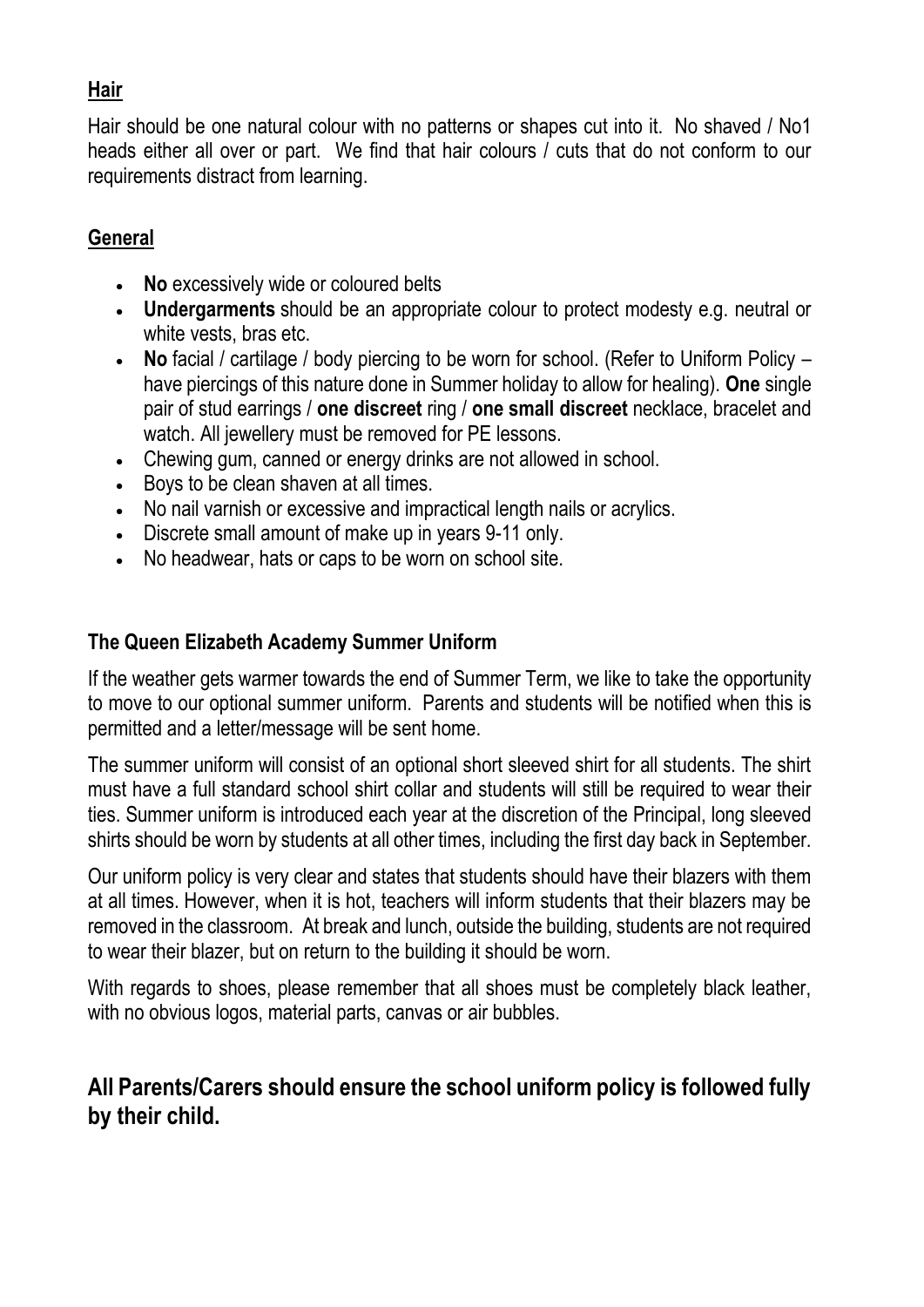## Hair

Hair should be one natural colour with no patterns or shapes cut into it. No shaved / No1 heads either all over or part. We find that hair colours / cuts that do not conform to our requirements distract from learning.

## General

- **No** excessively wide or coloured belts
- **Undergarments** should be an appropriate colour to protect modesty e.g. neutral or white vests, bras etc.
- **No** facial / cartilage / body piercing to be worn for school. (Refer to Uniform Policy – have piercings of this nature done in Summer holiday to allow for healing). **One** single pair of stud earrings / **one discreet** ring / **one small discreet** necklace, bracelet and watch. All jewellery must be removed for PE lessons.
- Chewing gum, canned or energy drinks are not allowed in school.
- Boys to be clean shaven at all times.
- No nail varnish or excessive and impractical length nails or acrylics.
- Discrete small amount of make up in years 9-11 only.
- No headwear, hats or caps to be worn on school site.

### The Queen Elizabeth Academy Summer Uniform

If the weather gets warmer towards the end of Summer Term, we like to take the opportunity to move to our optional summer uniform. Parents and students will be notified when this is permitted and a letter/message will be sent home.

The summer uniform will consist of an optional short sleeved shirt for all students. The shirt must have a full standard school shirt collar and students will still be required to wear their ties. Summer uniform is introduced each year at the discretion of the Principal, long sleeved shirts should be worn by students at all other times, including the first day back in September.

Our uniform policy is very clear and states that students should have their blazers with them at all times. However, when it is hot, teachers will inform students that their blazers may be removed in the classroom. At break and lunch, outside the building, students are not required to wear their blazer, but on return to the building it should be worn.

With regards to shoes, please remember that all shoes must be completely black leather, with no obvious logos, material parts, canvas or air bubbles.

## All Parents/Carers should ensure the school uniform policy is followed fully by their child.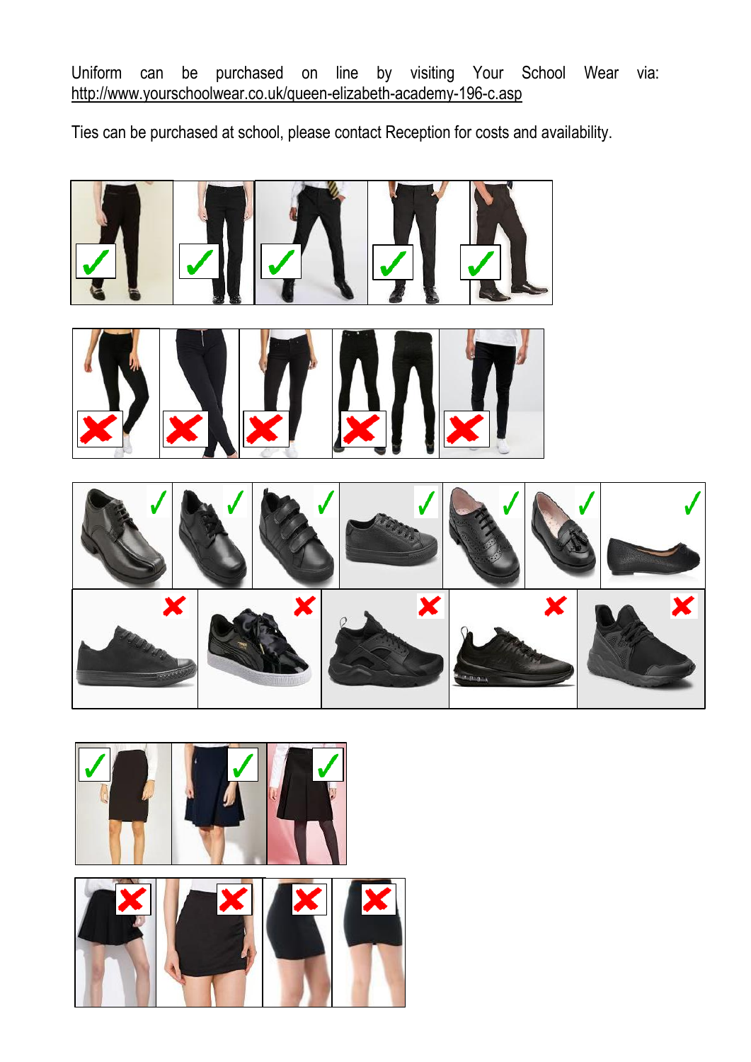Uniform can be purchased on line by visiting Your School Wear via: http://www.yourschoolwear.co.uk/queen-elizabeth-academy-196-c.asp

Ties can be purchased at school, please contact Reception for costs and availability.